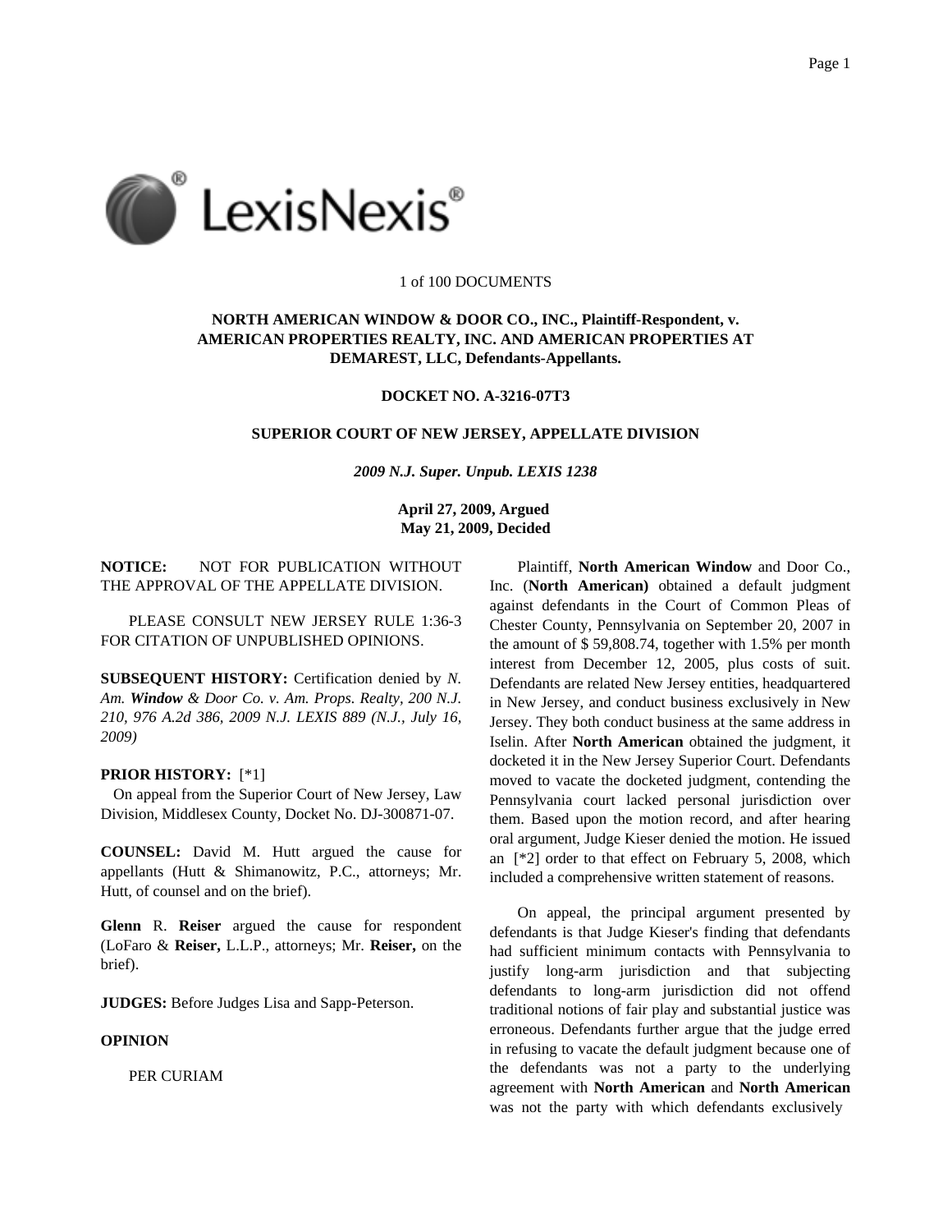1 of 100 DOCUMENTS

**NORTH AMERICAN WINDOW & DOOR CO., INC., Plaintiff-Respondent, v. AMERICAN PROPERTIES REALTY, INC. AND AMERICAN PROPERTIES AT DEMAREST, LLC, Defendants-Appellants.**

**DOCKET NO. A-3216-07T3**

**SUPERIOR COURT OF NEW JERSEY, APPELLATE DIVISION**

***2009 N.J. Super. Unpub. LEXIS 1238***

**April 27, 2009, Argued**
**May 21, 2009, Decided**

**NOTICE:** NOT FOR PUBLICATION WITHOUT THE APPROVAL OF THE APPELLATE DIVISION.

PLEASE CONSULT NEW JERSEY RULE 1:36-3 FOR CITATION OF UNPUBLISHED OPINIONS.

**SUBSEQUENT HISTORY:** Certification denied by *N. Am. **Window** & Door Co. v. Am. Props. Realty, 200 N.J. 210, 976 A.2d 386, 2009 N.J. LEXIS 889 (N.J., July 16, 2009)*

**PRIOR HISTORY:** [*1]
On appeal from the Superior Court of New Jersey, Law Division, Middlesex County, Docket No. DJ-300871-07.

**COUNSEL:** David M. Hutt argued the cause for appellants (Hutt & Shimanowitz, P.C., attorneys; Mr. Hutt, of counsel and on the brief).

**Glenn** R. **Reiser** argued the cause for respondent (LoFaro & **Reiser,** L.L.P., attorneys; Mr. **Reiser,** on the brief).

**JUDGES:** Before Judges Lisa and Sapp-Peterson.

**OPINION**

PER CURIAM

Plaintiff, **North American Window** and Door Co., Inc. (**North American)** obtained a default judgment against defendants in the Court of Common Pleas of Chester County, Pennsylvania on September 20, 2007 in the amount of $ 59,808.74, together with 1.5% per month interest from December 12, 2005, plus costs of suit. Defendants are related New Jersey entities, headquartered in New Jersey, and conduct business exclusively in New Jersey. They both conduct business at the same address in Iselin. After **North American** obtained the judgment, it docketed it in the New Jersey Superior Court. Defendants moved to vacate the docketed judgment, contending the Pennsylvania court lacked personal jurisdiction over them. Based upon the motion record, and after hearing oral argument, Judge Kieser denied the motion. He issued an [*2] order to that effect on February 5, 2008, which included a comprehensive written statement of reasons.

On appeal, the principal argument presented by defendants is that Judge Kieser's finding that defendants had sufficient minimum contacts with Pennsylvania to justify long-arm jurisdiction and that subjecting defendants to long-arm jurisdiction did not offend traditional notions of fair play and substantial justice was erroneous. Defendants further argue that the judge erred in refusing to vacate the default judgment because one of the defendants was not a party to the underlying agreement with **North American** and **North American** was not the party with which defendants exclusively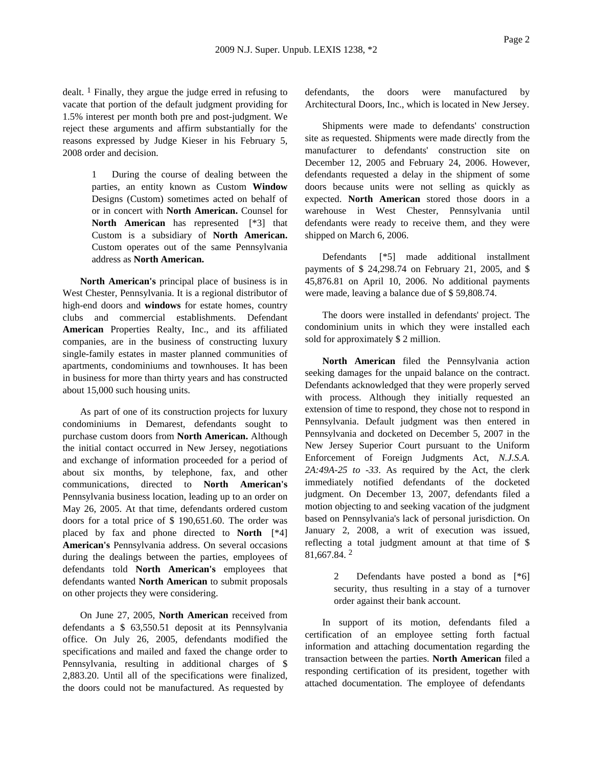dealt. [1] Finally, they argue the judge erred in refusing to vacate that portion of the default judgment providing for 1.5% interest per month both pre and post-judgment. We reject these arguments and affirm substantially for the reasons expressed by Judge Kieser in his February 5, 2008 order and decision.

> 1 During the course of dealing between the parties, an entity known as Custom **Window** Designs (Custom) sometimes acted on behalf of or in concert with **North American.** Counsel for **North American** has represented [*3] that Custom is a subsidiary of **North American.** Custom operates out of the same Pennsylvania address as **North American.**

**North American's** principal place of business is in West Chester, Pennsylvania. It is a regional distributor of high-end doors and **windows** for estate homes, country clubs and commercial establishments. Defendant **American** Properties Realty, Inc., and its affiliated companies, are in the business of constructing luxury single-family estates in master planned communities of apartments, condominiums and townhouses. It has been in business for more than thirty years and has constructed about 15,000 such housing units.

As part of one of its construction projects for luxury condominiums in Demarest, defendants sought to purchase custom doors from **North American.** Although the initial contact occurred in New Jersey, negotiations and exchange of information proceeded for a period of about six months, by telephone, fax, and other communications, directed to **North American's** Pennsylvania business location, leading up to an order on May 26, 2005. At that time, defendants ordered custom doors for a total price of $ 190,651.60. The order was placed by fax and phone directed to **North** [*4] **American's** Pennsylvania address. On several occasions during the dealings between the parties, employees of defendants told **North American's** employees that defendants wanted **North American** to submit proposals on other projects they were considering.

On June 27, 2005, **North American** received from defendants a $ 63,550.51 deposit at its Pennsylvania office. On July 26, 2005, defendants modified the specifications and mailed and faxed the change order to Pennsylvania, resulting in additional charges of $ 2,883.20. Until all of the specifications were finalized, the doors could not be manufactured. As requested by defendants, the doors were manufactured by Architectural Doors, Inc., which is located in New Jersey.

Shipments were made to defendants' construction site as requested. Shipments were made directly from the manufacturer to defendants' construction site on December 12, 2005 and February 24, 2006. However, defendants requested a delay in the shipment of some doors because units were not selling as quickly as expected. **North American** stored those doors in a warehouse in West Chester, Pennsylvania until defendants were ready to receive them, and they were shipped on March 6, 2006.

Defendants [*5] made additional installment payments of $ 24,298.74 on February 21, 2005, and $ 45,876.81 on April 10, 2006. No additional payments were made, leaving a balance due of $ 59,808.74.

The doors were installed in defendants' project. The condominium units in which they were installed each sold for approximately $ 2 million.

**North American** filed the Pennsylvania action seeking damages for the unpaid balance on the contract. Defendants acknowledged that they were properly served with process. Although they initially requested an extension of time to respond, they chose not to respond in Pennsylvania. Default judgment was then entered in Pennsylvania and docketed on December 5, 2007 in the New Jersey Superior Court pursuant to the Uniform Enforcement of Foreign Judgments Act, *N.J.S.A. 2A:49A-25 to -33*. As required by the Act, the clerk immediately notified defendants of the docketed judgment. On December 13, 2007, defendants filed a motion objecting to and seeking vacation of the judgment based on Pennsylvania's lack of personal jurisdiction. On January 2, 2008, a writ of execution was issued, reflecting a total judgment amount at that time of $ 81,667.84. [2]

> 2 Defendants have posted a bond as [*6] security, thus resulting in a stay of a turnover order against their bank account.

In support of its motion, defendants filed a certification of an employee setting forth factual information and attaching documentation regarding the transaction between the parties. **North American** filed a responding certification of its president, together with attached documentation. The employee of defendants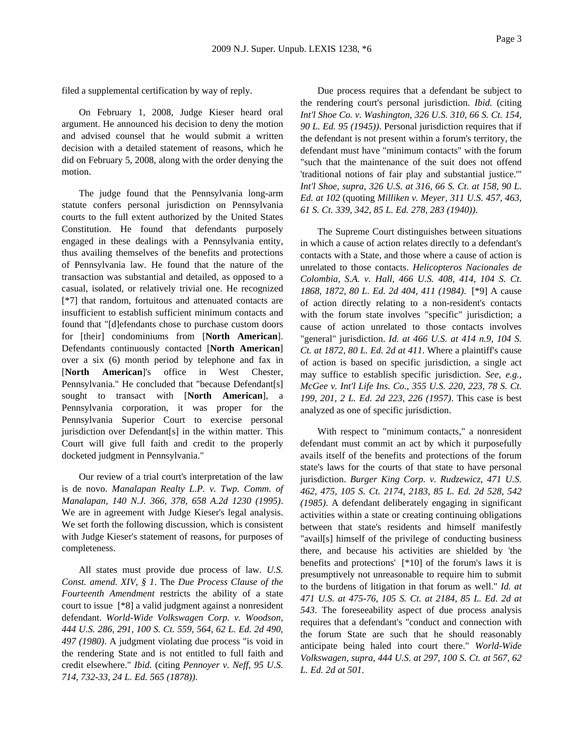filed a supplemental certification by way of reply.

On February 1, 2008, Judge Kieser heard oral argument. He announced his decision to deny the motion and advised counsel that he would submit a written decision with a detailed statement of reasons, which he did on February 5, 2008, along with the order denying the motion.

The judge found that the Pennsylvania long-arm statute confers personal jurisdiction on Pennsylvania courts to the full extent authorized by the United States Constitution. He found that defendants purposely engaged in these dealings with a Pennsylvania entity, thus availing themselves of the benefits and protections of Pennsylvania law. He found that the nature of the transaction was substantial and detailed, as opposed to a casual, isolated, or relatively trivial one. He recognized [*7] that random, fortuitous and attenuated contacts are insufficient to establish sufficient minimum contacts and found that "[d]efendants chose to purchase custom doors for [their] condominiums from [**North American**]. Defendants continuously contacted [**North American**] over a six (6) month period by telephone and fax in [**North American**]'s office in West Chester, Pennsylvania." He concluded that "because Defendant[s] sought to transact with [**North American**], a Pennsylvania corporation, it was proper for the Pennsylvania Superior Court to exercise personal jurisdiction over Defendant[s] in the within matter. This Court will give full faith and credit to the properly docketed judgment in Pennsylvania."

Our review of a trial court's interpretation of the law is de novo. *Manalapan Realty L.P. v. Twp. Comm. of Manalapan, 140 N.J. 366, 378, 658 A.2d 1230 (1995)*. We are in agreement with Judge Kieser's legal analysis. We set forth the following discussion, which is consistent with Judge Kieser's statement of reasons, for purposes of completeness.

All states must provide due process of law. *U.S. Const. amend. XIV, § 1*. The *Due Process Clause of the Fourteenth Amendment* restricts the ability of a state court to issue [*8] a valid judgment against a nonresident defendant. *World-Wide Volkswagen Corp. v. Woodson, 444 U.S. 286, 291, 100 S. Ct. 559, 564, 62 L. Ed. 2d 490, 497 (1980)*. A judgment violating due process "is void in the rendering State and is not entitled to full faith and credit elsewhere." *Ibid.* (citing *Pennoyer v. Neff, 95 U.S. 714, 732-33, 24 L. Ed. 565 (1878))*.

Due process requires that a defendant be subject to the rendering court's personal jurisdiction. *Ibid.* (citing *Int'l Shoe Co. v. Washington, 326 U.S. 310, 66 S. Ct. 154, 90 L. Ed. 95 (1945))*. Personal jurisdiction requires that if the defendant is not present within a forum's territory, the defendant must have "minimum contacts" with the forum "such that the maintenance of the suit does not offend 'traditional notions of fair play and substantial justice.'" *Int'l Shoe, supra, 326 U.S. at 316, 66 S. Ct. at 158, 90 L. Ed. at 102* (quoting *Milliken v. Meyer, 311 U.S. 457, 463, 61 S. Ct. 339, 342, 85 L. Ed. 278, 283 (1940))*.

The Supreme Court distinguishes between situations in which a cause of action relates directly to a defendant's contacts with a State, and those where a cause of action is unrelated to those contacts. *Helicopteros Nacionales de Colombia, S.A. v. Hall, 466 U.S. 408, 414, 104 S. Ct. 1868, 1872, 80 L. Ed. 2d 404, 411 (1984)*. [*9] A cause of action directly relating to a non-resident's contacts with the forum state involves "specific" jurisdiction; a cause of action unrelated to those contacts involves "general" jurisdiction. *Id. at 466 U.S. at 414 n.9, 104 S. Ct. at 1872, 80 L. Ed. 2d at 411*. Where a plaintiff's cause of action is based on specific jurisdiction, a single act may suffice to establish specific jurisdiction. *See, e.g., McGee v. Int'l Life Ins. Co., 355 U.S. 220, 223, 78 S. Ct. 199, 201, 2 L. Ed. 2d 223, 226 (1957)*. This case is best analyzed as one of specific jurisdiction.

With respect to "minimum contacts," a nonresident defendant must commit an act by which it purposefully avails itself of the benefits and protections of the forum state's laws for the courts of that state to have personal jurisdiction. *Burger King Corp. v. Rudzewicz, 471 U.S. 462, 475, 105 S. Ct. 2174, 2183, 85 L. Ed. 2d 528, 542 (1985)*. A defendant deliberately engaging in significant activities within a state or creating continuing obligations between that state's residents and himself manifestly "avail[s] himself of the privilege of conducting business there, and because his activities are shielded by 'the benefits and protections' [*10] of the forum's laws it is presumptively not unreasonable to require him to submit to the burdens of litigation in that forum as well." *Id. at 471 U.S. at 475-76, 105 S. Ct. at 2184, 85 L. Ed. 2d at 543*. The foreseeability aspect of due process analysis requires that a defendant's "conduct and connection with the forum State are such that he should reasonably anticipate being haled into court there." *World-Wide Volkswagen, supra, 444 U.S. at 297, 100 S. Ct. at 567, 62 L. Ed. 2d at 501*.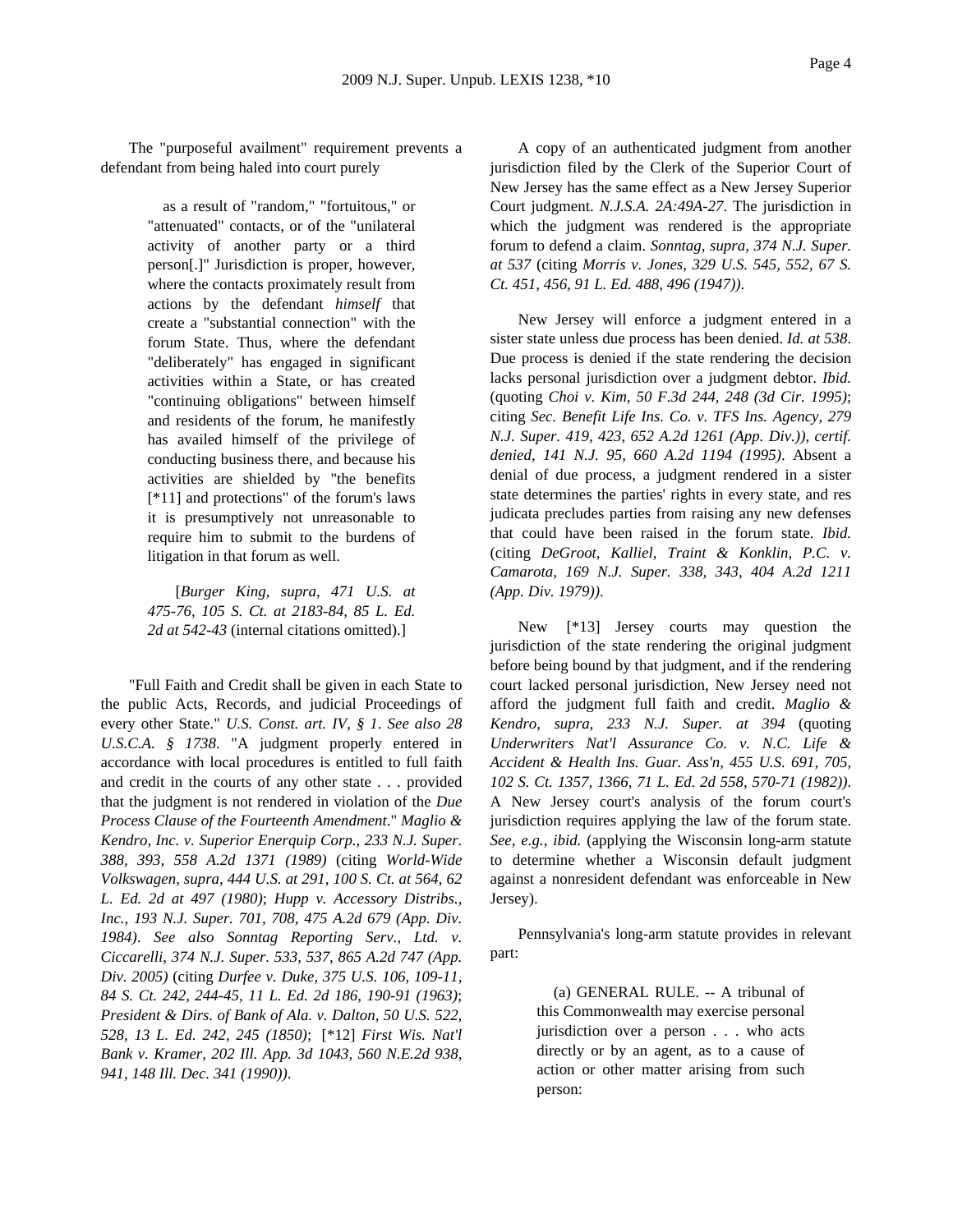The "purposeful availment" requirement prevents a defendant from being haled into court purely

> as a result of "random," "fortuitous," or "attenuated" contacts, or of the "unilateral activity of another party or a third person[.]" Jurisdiction is proper, however, where the contacts proximately result from actions by the defendant *himself* that create a "substantial connection" with the forum State. Thus, where the defendant "deliberately" has engaged in significant activities within a State, or has created "continuing obligations" between himself and residents of the forum, he manifestly has availed himself of the privilege of conducting business there, and because his activities are shielded by "the benefits [*11] and protections" of the forum's laws it is presumptively not unreasonable to require him to submit to the burdens of litigation in that forum as well.
>
> [*Burger King, supra, 471 U.S. at 475-76, 105 S. Ct. at 2183-84, 85 L. Ed. 2d at 542-43* (internal citations omitted).]

"Full Faith and Credit shall be given in each State to the public Acts, Records, and judicial Proceedings of every other State." *U.S. Const. art. IV, § 1*. *See also 28 U.S.C.A. § 1738*. "A judgment properly entered in accordance with local procedures is entitled to full faith and credit in the courts of any other state . . . provided that the judgment is not rendered in violation of the *Due Process Clause of the Fourteenth Amendment*." *Maglio & Kendro, Inc. v. Superior Enerquip Corp., 233 N.J. Super. 388, 393, 558 A.2d 1371 (1989)* (citing *World-Wide Volkswagen, supra, 444 U.S. at 291, 100 S. Ct. at 564, 62 L. Ed. 2d at 497 (1980)*; *Hupp v. Accessory Distribs., Inc., 193 N.J. Super. 701, 708, 475 A.2d 679 (App. Div. 1984)*. *See also Sonntag Reporting Serv., Ltd. v. Ciccarelli, 374 N.J. Super. 533, 537, 865 A.2d 747 (App. Div. 2005)* (citing *Durfee v. Duke, 375 U.S. 106, 109-11, 84 S. Ct. 242, 244-45, 11 L. Ed. 2d 186, 190-91 (1963)*; *President & Dirs. of Bank of Ala. v. Dalton, 50 U.S. 522, 528, 13 L. Ed. 242, 245 (1850)*; [*12] *First Wis. Nat'l Bank v. Kramer, 202 Ill. App. 3d 1043, 560 N.E.2d 938, 941, 148 Ill. Dec. 341 (1990))*.

A copy of an authenticated judgment from another jurisdiction filed by the Clerk of the Superior Court of New Jersey has the same effect as a New Jersey Superior Court judgment. *N.J.S.A. 2A:49A-27*. The jurisdiction in which the judgment was rendered is the appropriate forum to defend a claim. *Sonntag, supra, 374 N.J. Super. at 537* (citing *Morris v. Jones, 329 U.S. 545, 552, 67 S. Ct. 451, 456, 91 L. Ed. 488, 496 (1947))*.

New Jersey will enforce a judgment entered in a sister state unless due process has been denied. *Id. at 538*. Due process is denied if the state rendering the decision lacks personal jurisdiction over a judgment debtor. *Ibid.* (quoting *Choi v. Kim, 50 F.3d 244, 248 (3d Cir. 1995)*; citing *Sec. Benefit Life Ins. Co. v. TFS Ins. Agency, 279 N.J. Super. 419, 423, 652 A.2d 1261 (App. Div.))*, *certif. denied*, *141 N.J. 95, 660 A.2d 1194 (1995)*. Absent a denial of due process, a judgment rendered in a sister state determines the parties' rights in every state, and res judicata precludes parties from raising any new defenses that could have been raised in the forum state. *Ibid.* (citing *DeGroot, Kalliel, Traint & Konklin, P.C. v. Camarota, 169 N.J. Super. 338, 343, 404 A.2d 1211 (App. Div. 1979))*.

New [*13] Jersey courts may question the jurisdiction of the state rendering the original judgment before being bound by that judgment, and if the rendering court lacked personal jurisdiction, New Jersey need not afford the judgment full faith and credit. *Maglio & Kendro, supra, 233 N.J. Super. at 394* (quoting *Underwriters Nat'l Assurance Co. v. N.C. Life & Accident & Health Ins. Guar. Ass'n, 455 U.S. 691, 705, 102 S. Ct. 1357, 1366, 71 L. Ed. 2d 558, 570-71 (1982))*. A New Jersey court's analysis of the forum court's jurisdiction requires applying the law of the forum state. *See, e.g., ibid.* (applying the Wisconsin long-arm statute to determine whether a Wisconsin default judgment against a nonresident defendant was enforceable in New Jersey).

Pennsylvania's long-arm statute provides in relevant part:

> (a) GENERAL RULE. -- A tribunal of this Commonwealth may exercise personal jurisdiction over a person . . . who acts directly or by an agent, as to a cause of action or other matter arising from such person: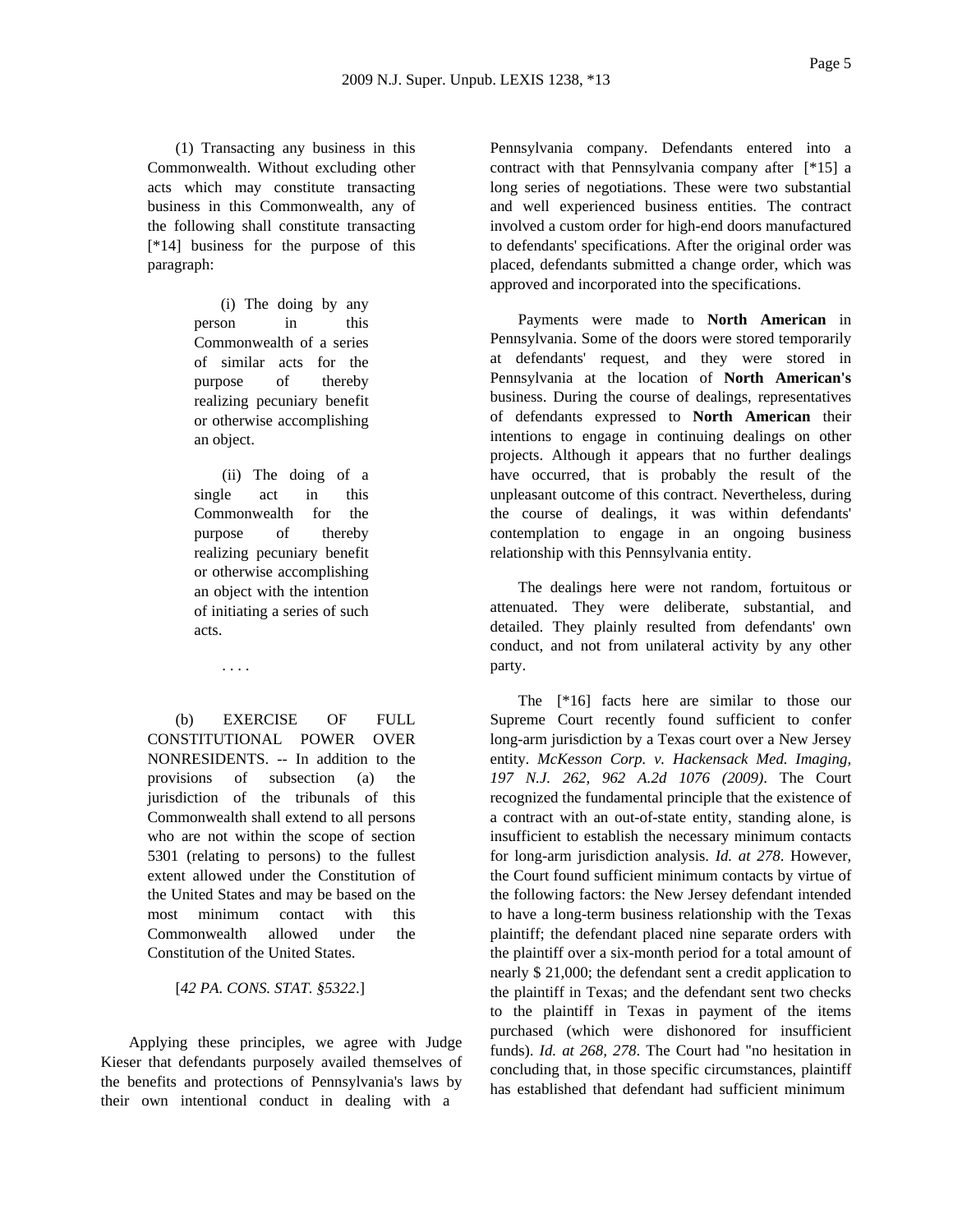(1) Transacting any business in this Commonwealth. Without excluding other acts which may constitute transacting business in this Commonwealth, any of the following shall constitute transacting [*14] business for the purpose of this paragraph:

> (i) The doing by any person in this Commonwealth of a series of similar acts for the purpose of thereby realizing pecuniary benefit or otherwise accomplishing an object.
>
> (ii) The doing of a single act in this Commonwealth for the purpose of thereby realizing pecuniary benefit or otherwise accomplishing an object with the intention of initiating a series of such acts.
>
> . . . .

(b) EXERCISE OF FULL CONSTITUTIONAL POWER OVER NONRESIDENTS. -- In addition to the provisions of subsection (a) the jurisdiction of the tribunals of this Commonwealth shall extend to all persons who are not within the scope of section 5301 (relating to persons) to the fullest extent allowed under the Constitution of the United States and may be based on the most minimum contact with this Commonwealth allowed under the Constitution of the United States.

[*42 PA. CONS. STAT. §5322*.]

Applying these principles, we agree with Judge Kieser that defendants purposely availed themselves of the benefits and protections of Pennsylvania's laws by their own intentional conduct in dealing with a Pennsylvania company. Defendants entered into a contract with that Pennsylvania company after [*15] a long series of negotiations. These were two substantial and well experienced business entities. The contract involved a custom order for high-end doors manufactured to defendants' specifications. After the original order was placed, defendants submitted a change order, which was approved and incorporated into the specifications.

Payments were made to **North American** in Pennsylvania. Some of the doors were stored temporarily at defendants' request, and they were stored in Pennsylvania at the location of **North American's** business. During the course of dealings, representatives of defendants expressed to **North American** their intentions to engage in continuing dealings on other projects. Although it appears that no further dealings have occurred, that is probably the result of the unpleasant outcome of this contract. Nevertheless, during the course of dealings, it was within defendants' contemplation to engage in an ongoing business relationship with this Pennsylvania entity.

The dealings here were not random, fortuitous or attenuated. They were deliberate, substantial, and detailed. They plainly resulted from defendants' own conduct, and not from unilateral activity by any other party.

The [*16] facts here are similar to those our Supreme Court recently found sufficient to confer long-arm jurisdiction by a Texas court over a New Jersey entity. *McKesson Corp. v. Hackensack Med. Imaging, 197 N.J. 262, 962 A.2d 1076 (2009)*. The Court recognized the fundamental principle that the existence of a contract with an out-of-state entity, standing alone, is insufficient to establish the necessary minimum contacts for long-arm jurisdiction analysis. *Id. at 278*. However, the Court found sufficient minimum contacts by virtue of the following factors: the New Jersey defendant intended to have a long-term business relationship with the Texas plaintiff; the defendant placed nine separate orders with the plaintiff over a six-month period for a total amount of nearly $ 21,000; the defendant sent a credit application to the plaintiff in Texas; and the defendant sent two checks to the plaintiff in Texas in payment of the items purchased (which were dishonored for insufficient funds). *Id. at 268, 278*. The Court had "no hesitation in concluding that, in those specific circumstances, plaintiff has established that defendant had sufficient minimum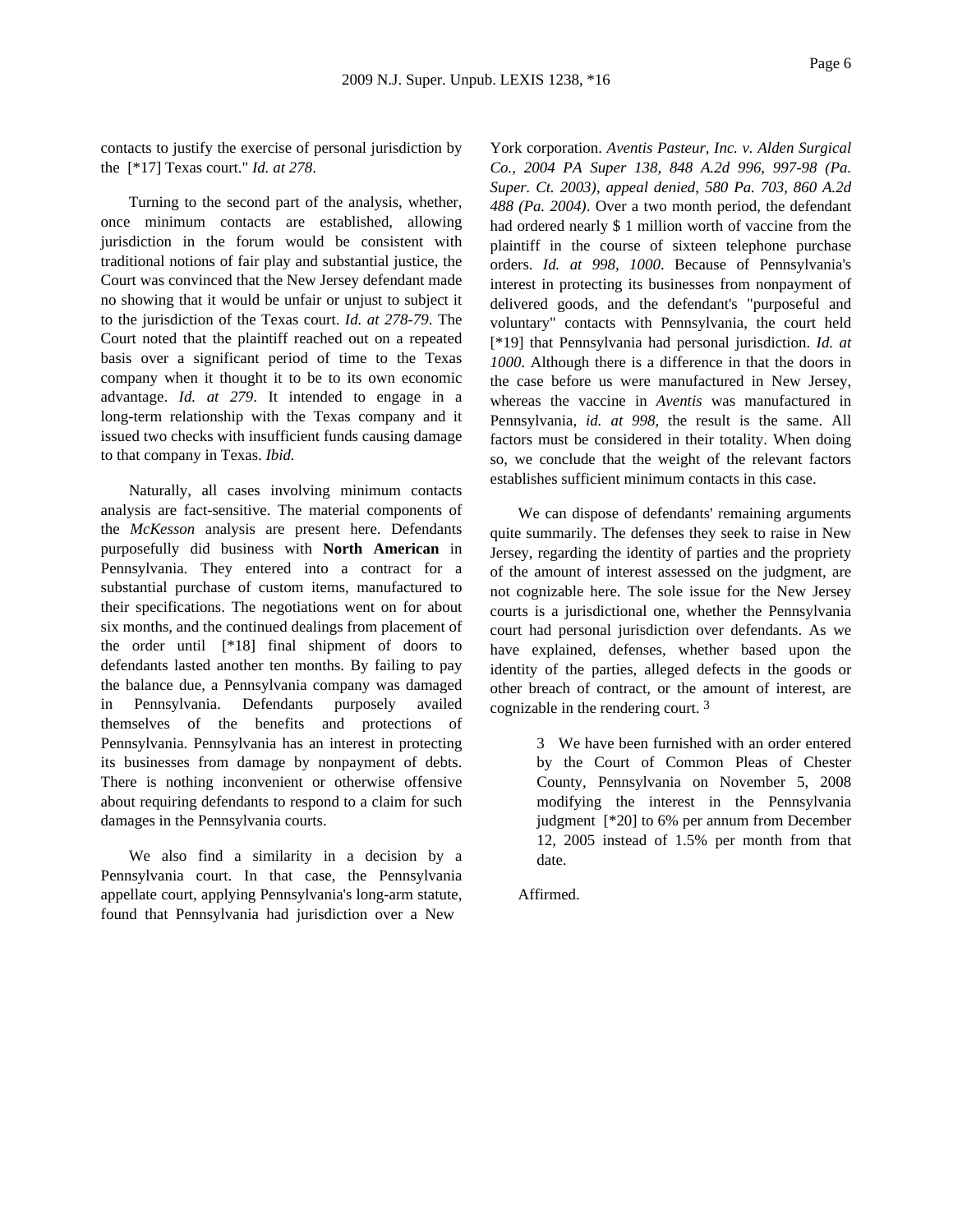contacts to justify the exercise of personal jurisdiction by the [*17] Texas court." *Id. at 278*.

Turning to the second part of the analysis, whether, once minimum contacts are established, allowing jurisdiction in the forum would be consistent with traditional notions of fair play and substantial justice, the Court was convinced that the New Jersey defendant made no showing that it would be unfair or unjust to subject it to the jurisdiction of the Texas court. *Id. at 278-79*. The Court noted that the plaintiff reached out on a repeated basis over a significant period of time to the Texas company when it thought it to be to its own economic advantage. *Id. at 279*. It intended to engage in a long-term relationship with the Texas company and it issued two checks with insufficient funds causing damage to that company in Texas. *Ibid.*

Naturally, all cases involving minimum contacts analysis are fact-sensitive. The material components of the *McKesson* analysis are present here. Defendants purposefully did business with **North American** in Pennsylvania. They entered into a contract for a substantial purchase of custom items, manufactured to their specifications. The negotiations went on for about six months, and the continued dealings from placement of the order until [*18] final shipment of doors to defendants lasted another ten months. By failing to pay the balance due, a Pennsylvania company was damaged in Pennsylvania. Defendants purposely availed themselves of the benefits and protections of Pennsylvania. Pennsylvania has an interest in protecting its businesses from damage by nonpayment of debts. There is nothing inconvenient or otherwise offensive about requiring defendants to respond to a claim for such damages in the Pennsylvania courts.

We also find a similarity in a decision by a Pennsylvania court. In that case, the Pennsylvania appellate court, applying Pennsylvania's long-arm statute, found that Pennsylvania had jurisdiction over a New York corporation. *Aventis Pasteur, Inc. v. Alden Surgical Co., 2004 PA Super 138, 848 A.2d 996, 997-98 (Pa. Super. Ct. 2003), appeal denied, 580 Pa. 703, 860 A.2d 488 (Pa. 2004)*. Over a two month period, the defendant had ordered nearly $ 1 million worth of vaccine from the plaintiff in the course of sixteen telephone purchase orders. *Id. at 998, 1000*. Because of Pennsylvania's interest in protecting its businesses from nonpayment of delivered goods, and the defendant's "purposeful and voluntary" contacts with Pennsylvania, the court held [*19] that Pennsylvania had personal jurisdiction. *Id. at 1000.* Although there is a difference in that the doors in the case before us were manufactured in New Jersey, whereas the vaccine in *Aventis* was manufactured in Pennsylvania, *id. at 998*, the result is the same. All factors must be considered in their totality. When doing so, we conclude that the weight of the relevant factors establishes sufficient minimum contacts in this case.

We can dispose of defendants' remaining arguments quite summarily. The defenses they seek to raise in New Jersey, regarding the identity of parties and the propriety of the amount of interest assessed on the judgment, are not cognizable here. The sole issue for the New Jersey courts is a jurisdictional one, whether the Pennsylvania court had personal jurisdiction over defendants. As we have explained, defenses, whether based upon the identity of the parties, alleged defects in the goods or other breach of contract, or the amount of interest, are cognizable in the rendering court. [3]

> 3 We have been furnished with an order entered by the Court of Common Pleas of Chester County, Pennsylvania on November 5, 2008 modifying the interest in the Pennsylvania judgment [*20] to 6% per annum from December 12, 2005 instead of 1.5% per month from that date.

Affirmed.